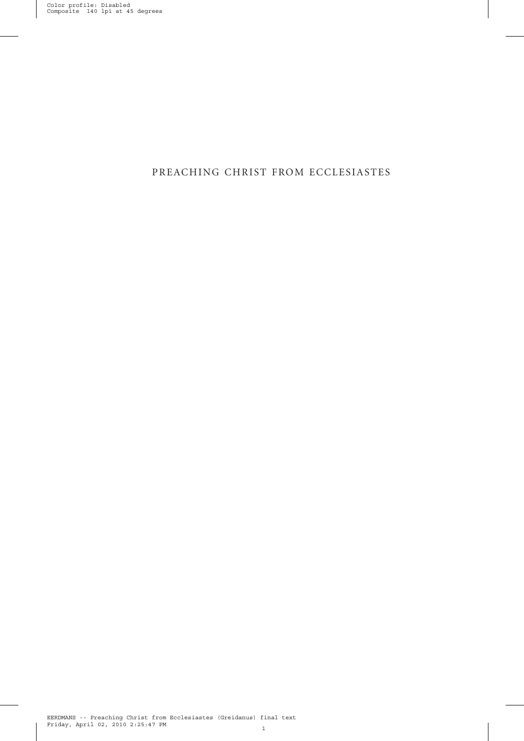# PREACHING CHRIST FROM ECCLESIASTES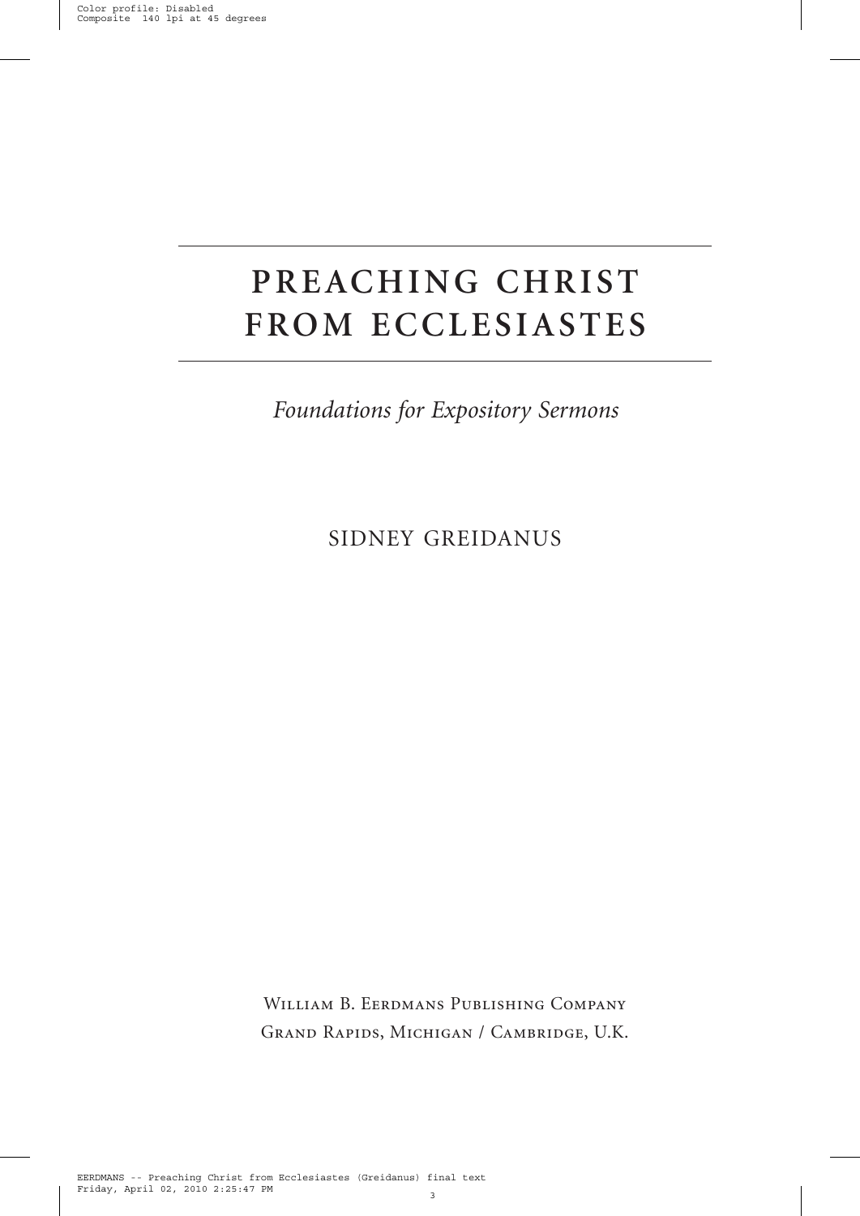# PREACHING CHRIST FROM ECCLESIASTES

*Foundations for Expository Sermons*

SIDNEY GREIDANUS

William B. Eerdmans Publishing Company
Grand Rapids, Michigan / Cambridge, U.K.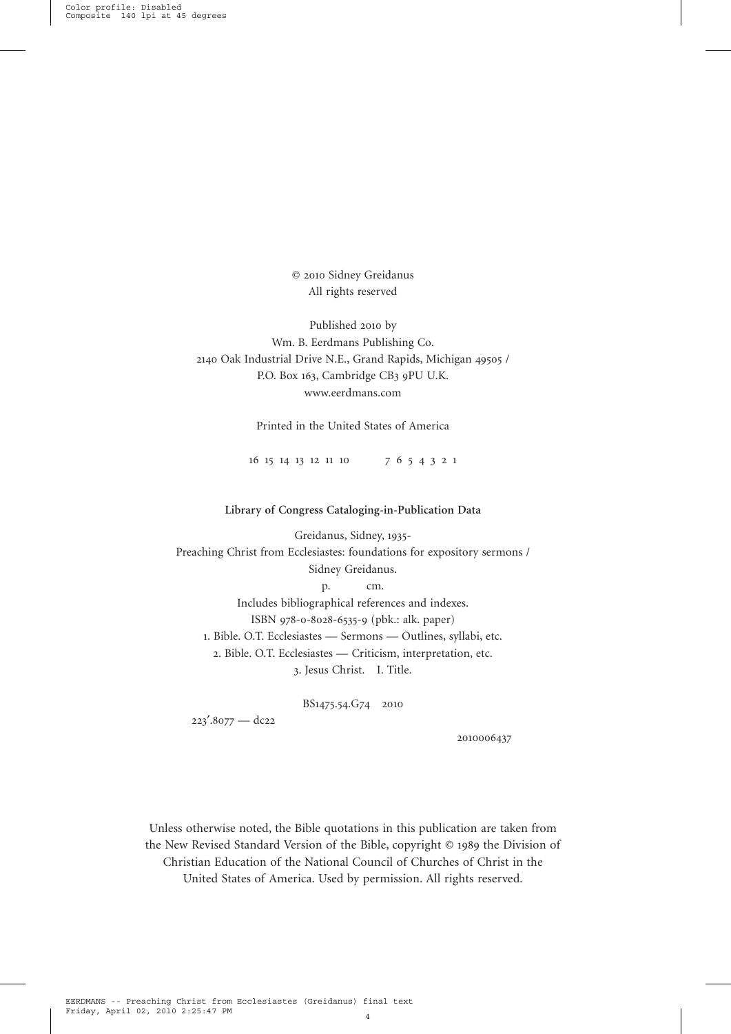© 2010 Sidney Greidanus
All rights reserved

Published 2010 by
Wm. B. Eerdmans Publishing Co.
2140 Oak Industrial Drive N.E., Grand Rapids, Michigan 49505 /
P.O. Box 163, Cambridge CB3 9PU U.K.
www.eerdmans.com

Printed in the United States of America

16 15 14 13 12 11 10     7 6 5 4 3 2 1

**Library of Congress Cataloging-in-Publication Data**

Greidanus, Sidney, 1935-
Preaching Christ from Ecclesiastes: foundations for expository sermons /
Sidney Greidanus.
p. cm.
Includes bibliographical references and indexes.
ISBN 978-0-8028-6535-9 (pbk.: alk. paper)
1. Bible. O.T. Ecclesiastes — Sermons — Outlines, syllabi, etc.
2. Bible. O.T. Ecclesiastes — Criticism, interpretation, etc.
3. Jesus Christ. I. Title.

BS1475.54.G74 2010
223′.8077 — dc22

2010006437

Unless otherwise noted, the Bible quotations in this publication are taken from the New Revised Standard Version of the Bible, copyright © 1989 the Division of Christian Education of the National Council of Churches of Christ in the United States of America. Used by permission. All rights reserved.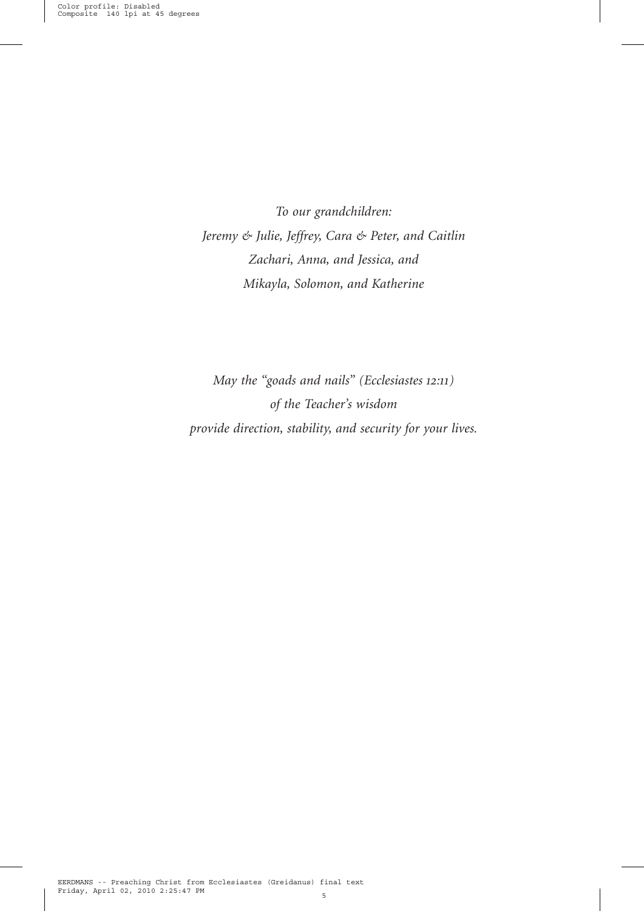*To our grandchildren:*
*Jeremy & Julie, Jeffrey, Cara & Peter, and Caitlin*
*Zachari, Anna, and Jessica, and*
*Mikayla, Solomon, and Katherine*

*May the "goads and nails" (Ecclesiastes 12:11)*
*of the Teacher's wisdom*
*provide direction, stability, and security for your lives.*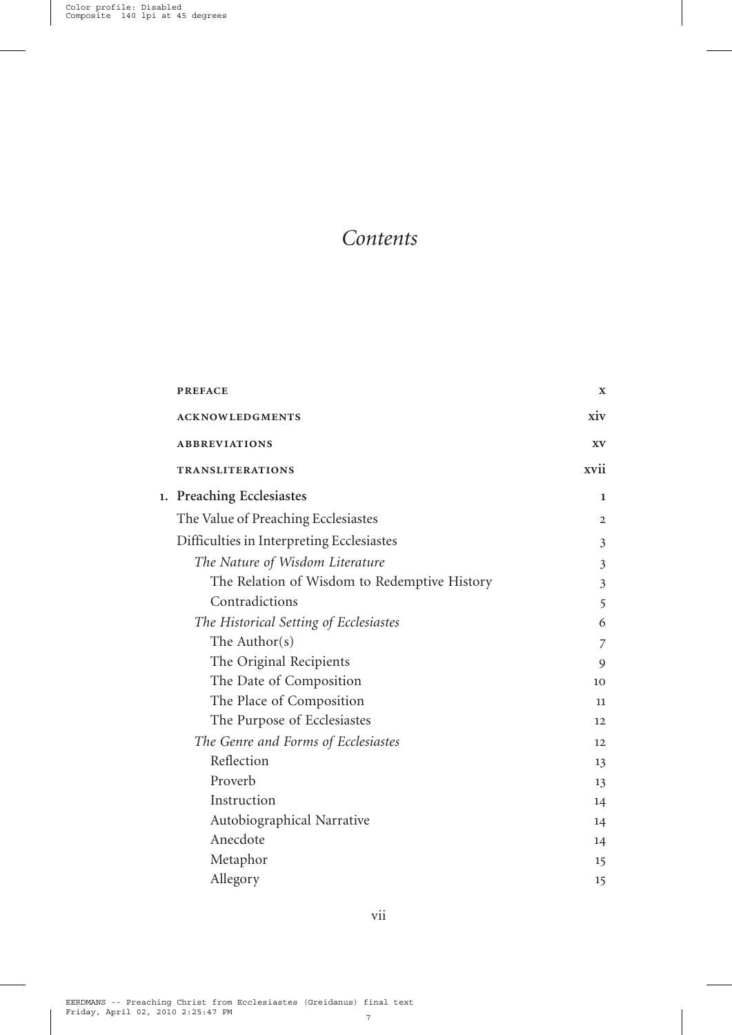# *Contents*

| | |
|---|---|
| PREFACE | x |
| ACKNOWLEDGMENTS | xiv |
| ABBREVIATIONS | xv |
| TRANSLITERATIONS | xvii |
| **1. Preaching Ecclesiastes** | 1 |
| The Value of Preaching Ecclesiastes | 2 |
| Difficulties in Interpreting Ecclesiastes | 3 |
| *The Nature of Wisdom Literature* | 3 |
| The Relation of Wisdom to Redemptive History | 3 |
| Contradictions | 5 |
| *The Historical Setting of Ecclesiastes* | 6 |
| The Author(s) | 7 |
| The Original Recipients | 9 |
| The Date of Composition | 10 |
| The Place of Composition | 11 |
| The Purpose of Ecclesiastes | 12 |
| *The Genre and Forms of Ecclesiastes* | 12 |
| Reflection | 13 |
| Proverb | 13 |
| Instruction | 14 |
| Autobiographical Narrative | 14 |
| Anecdote | 14 |
| Metaphor | 15 |
| Allegory | 15 |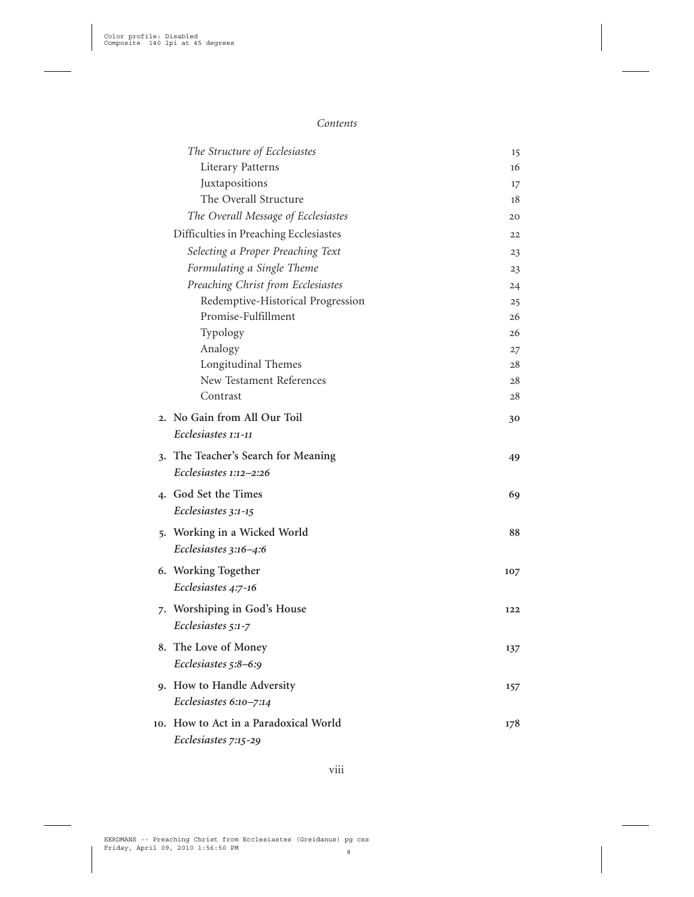*The Structure of Ecclesiastes* 15
Literary Patterns 16
Juxtapositions 17
The Overall Structure 18
*The Overall Message of Ecclesiastes* 20

Difficulties in Preaching Ecclesiastes 22
*Selecting a Proper Preaching Text* 23
*Formulating a Single Theme* 23
*Preaching Christ from Ecclesiastes* 24
Redemptive-Historical Progression 25
Promise-Fulfillment 26
Typology 26
Analogy 27
Longitudinal Themes 28
New Testament References 28
Contrast 28

**2. No Gain from All Our Toil** 30
*Ecclesiastes 1:1-11*

**3. The Teacher's Search for Meaning** 49
*Ecclesiastes 1:12–2:26*

**4. God Set the Times** 69
*Ecclesiastes 3:1-15*

**5. Working in a Wicked World** 88
*Ecclesiastes 3:16–4:6*

**6. Working Together** 107
*Ecclesiastes 4:7-16*

**7. Worshiping in God's House** 122
*Ecclesiastes 5:1-7*

**8. The Love of Money** 137
*Ecclesiastes 5:8–6:9*

**9. How to Handle Adversity** 157
*Ecclesiastes 6:10–7:14*

**10. How to Act in a Paradoxical World** 178
*Ecclesiastes 7:15-29*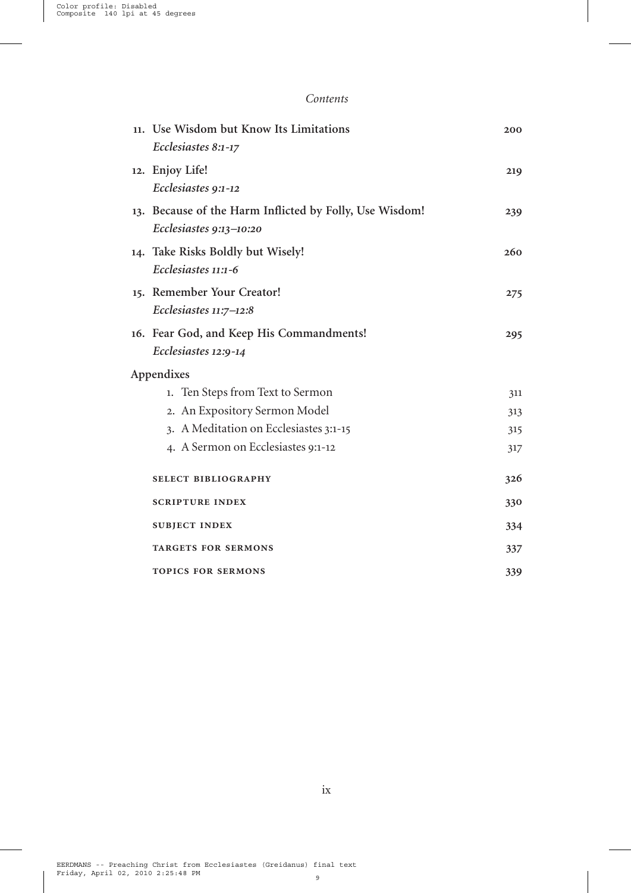*Contents*

11. **Use Wisdom but Know Its Limitations** 200
    *Ecclesiastes 8:1-17*
12. **Enjoy Life!** 219
    *Ecclesiastes 9:1-12*
13. **Because of the Harm Inflicted by Folly, Use Wisdom!** 239
    *Ecclesiastes 9:13–10:20*
14. **Take Risks Boldly but Wisely!** 260
    *Ecclesiastes 11:1-6*
15. **Remember Your Creator!** 275
    *Ecclesiastes 11:7–12:8*
16. **Fear God, and Keep His Commandments!** 295
    *Ecclesiastes 12:9-14*

**Appendixes**

1. Ten Steps from Text to Sermon 311
2. An Expository Sermon Model 313
3. A Meditation on Ecclesiastes 3:1-15 315
4. A Sermon on Ecclesiastes 9:1-12 317

**SELECT BIBLIOGRAPHY** 326

**SCRIPTURE INDEX** 330

**SUBJECT INDEX** 334

**TARGETS FOR SERMONS** 337

**TOPICS FOR SERMONS** 339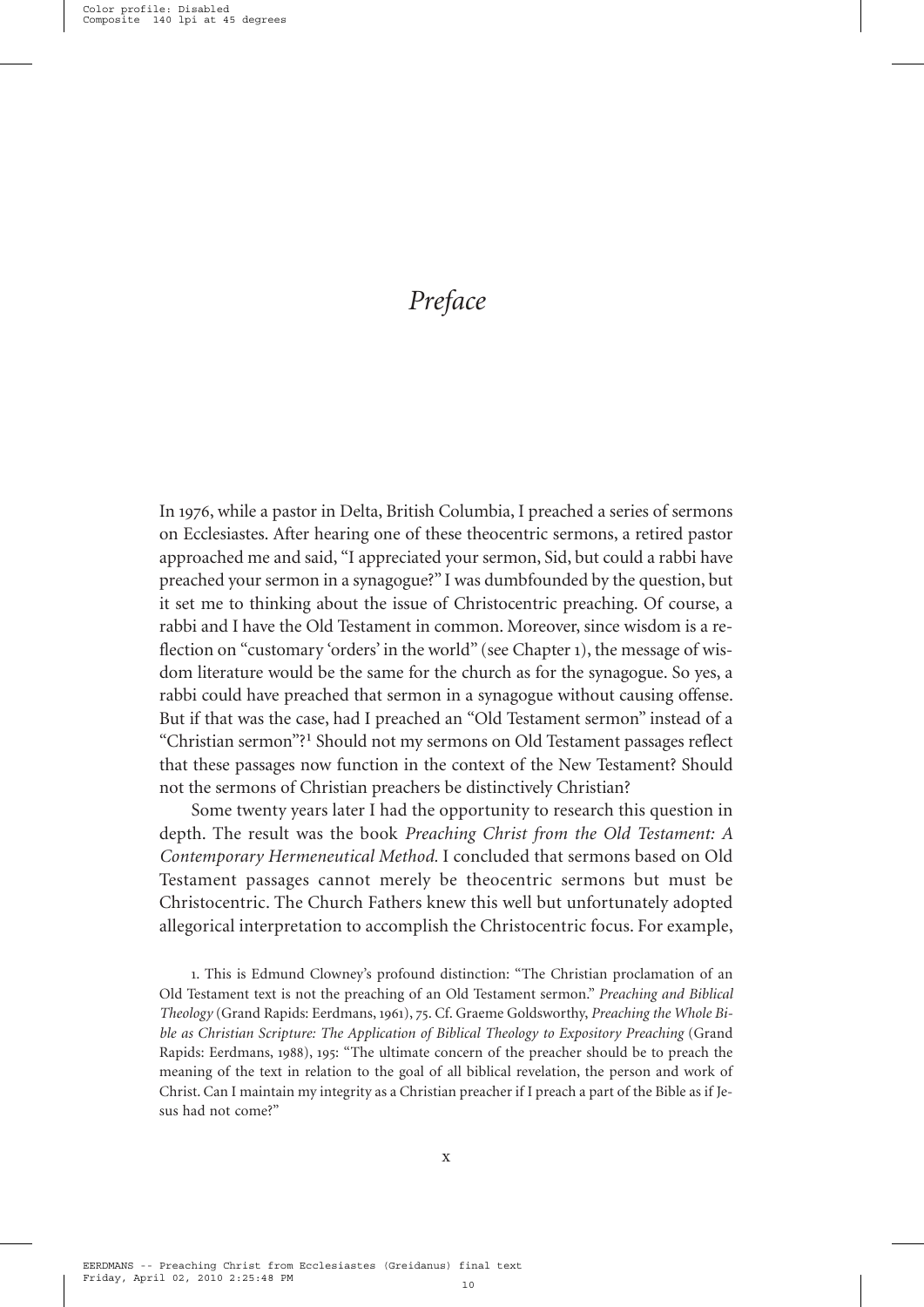# *Preface*

In 1976, while a pastor in Delta, British Columbia, I preached a series of sermons on Ecclesiastes. After hearing one of these theocentric sermons, a retired pastor approached me and said, "I appreciated your sermon, Sid, but could a rabbi have preached your sermon in a synagogue?" I was dumbfounded by the question, but it set me to thinking about the issue of Christocentric preaching. Of course, a rabbi and I have the Old Testament in common. Moreover, since wisdom is a reflection on "customary 'orders' in the world" (see Chapter 1), the message of wisdom literature would be the same for the church as for the synagogue. So yes, a rabbi could have preached that sermon in a synagogue without causing offense. But if that was the case, had I preached an "Old Testament sermon" instead of a "Christian sermon"?[1] Should not my sermons on Old Testament passages reflect that these passages now function in the context of the New Testament? Should not the sermons of Christian preachers be distinctively Christian?

Some twenty years later I had the opportunity to research this question in depth. The result was the book *Preaching Christ from the Old Testament: A Contemporary Hermeneutical Method.* I concluded that sermons based on Old Testament passages cannot merely be theocentric sermons but must be Christocentric. The Church Fathers knew this well but unfortunately adopted allegorical interpretation to accomplish the Christocentric focus. For example,

1. This is Edmund Clowney's profound distinction: "The Christian proclamation of an Old Testament text is not the preaching of an Old Testament sermon." *Preaching and Biblical Theology* (Grand Rapids: Eerdmans, 1961), 75. Cf. Graeme Goldsworthy, *Preaching the Whole Bible as Christian Scripture: The Application of Biblical Theology to Expository Preaching* (Grand Rapids: Eerdmans, 1988), 195: "The ultimate concern of the preacher should be to preach the meaning of the text in relation to the goal of all biblical revelation, the person and work of Christ. Can I maintain my integrity as a Christian preacher if I preach a part of the Bible as if Jesus had not come?"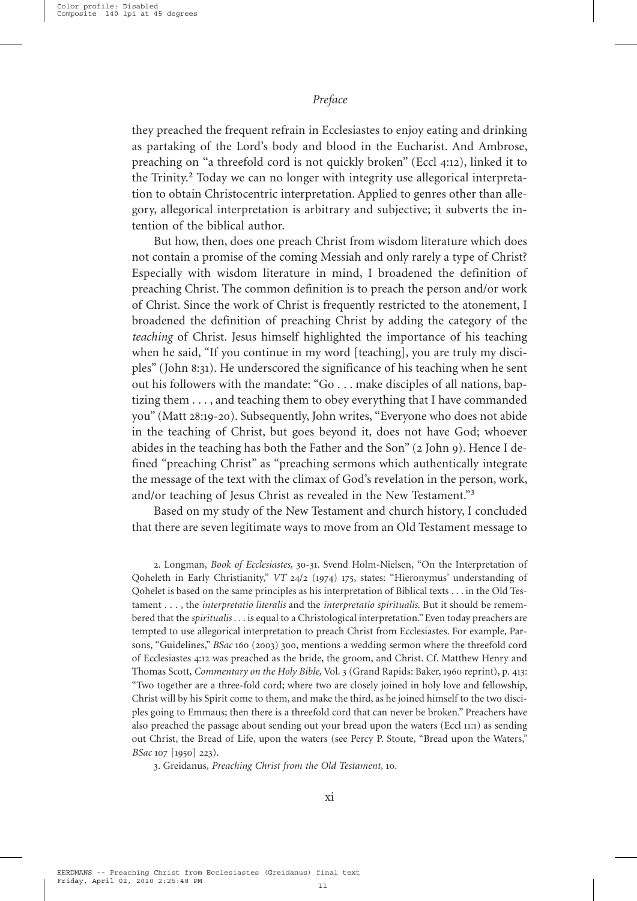they preached the frequent refrain in Ecclesiastes to enjoy eating and drinking as partaking of the Lord's body and blood in the Eucharist. And Ambrose, preaching on "a threefold cord is not quickly broken" (Eccl 4:12), linked it to the Trinity.[2] Today we can no longer with integrity use allegorical interpretation to obtain Christocentric interpretation. Applied to genres other than allegory, allegorical interpretation is arbitrary and subjective; it subverts the intention of the biblical author.

But how, then, does one preach Christ from wisdom literature which does not contain a promise of the coming Messiah and only rarely a type of Christ? Especially with wisdom literature in mind, I broadened the definition of preaching Christ. The common definition is to preach the person and/or work of Christ. Since the work of Christ is frequently restricted to the atonement, I broadened the definition of preaching Christ by adding the category of the *teaching* of Christ. Jesus himself highlighted the importance of his teaching when he said, "If you continue in my word [teaching], you are truly my disciples" (John 8:31). He underscored the significance of his teaching when he sent out his followers with the mandate: "Go . . . make disciples of all nations, baptizing them . . . , and teaching them to obey everything that I have commanded you" (Matt 28:19-20). Subsequently, John writes, "Everyone who does not abide in the teaching of Christ, but goes beyond it, does not have God; whoever abides in the teaching has both the Father and the Son" (2 John 9). Hence I defined "preaching Christ" as "preaching sermons which authentically integrate the message of the text with the climax of God's revelation in the person, work, and/or teaching of Jesus Christ as revealed in the New Testament."[3]

Based on my study of the New Testament and church history, I concluded that there are seven legitimate ways to move from an Old Testament message to

2. Longman, *Book of Ecclesiastes,* 30-31. Svend Holm-Nielsen, "On the Interpretation of Qoheleth in Early Christianity," *VT* 24/2 (1974) 175, states: "Hieronymus' understanding of Qohelet is based on the same principles as his interpretation of Biblical texts . . . in the Old Testament . . . , the *interpretatio literalis* and the *interpretatio spiritualis.* But it should be remembered that the *spiritualis* . . . is equal to a Christological interpretation." Even today preachers are tempted to use allegorical interpretation to preach Christ from Ecclesiastes. For example, Parsons, "Guidelines," *BSac* 160 (2003) 300, mentions a wedding sermon where the threefold cord of Ecclesiastes 4:12 was preached as the bride, the groom, and Christ. Cf. Matthew Henry and Thomas Scott, *Commentary on the Holy Bible,* Vol. 3 (Grand Rapids: Baker, 1960 reprint), p. 413: "Two together are a three-fold cord; where two are closely joined in holy love and fellowship, Christ will by his Spirit come to them, and make the third, as he joined himself to the two disciples going to Emmaus; then there is a threefold cord that can never be broken." Preachers have also preached the passage about sending out your bread upon the waters (Eccl 11:1) as sending out Christ, the Bread of Life, upon the waters (see Percy P. Stoute, "Bread upon the Waters," *BSac* 107 [1950] 223).

3. Greidanus, *Preaching Christ from the Old Testament,* 10.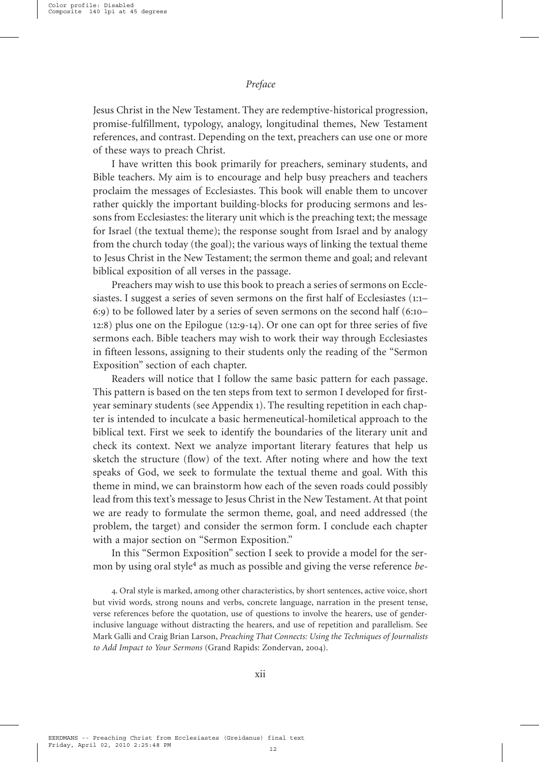Jesus Christ in the New Testament. They are redemptive-historical progression, promise-fulfillment, typology, analogy, longitudinal themes, New Testament references, and contrast. Depending on the text, preachers can use one or more of these ways to preach Christ.

I have written this book primarily for preachers, seminary students, and Bible teachers. My aim is to encourage and help busy preachers and teachers proclaim the messages of Ecclesiastes. This book will enable them to uncover rather quickly the important building-blocks for producing sermons and lessons from Ecclesiastes: the literary unit which is the preaching text; the message for Israel (the textual theme); the response sought from Israel and by analogy from the church today (the goal); the various ways of linking the textual theme to Jesus Christ in the New Testament; the sermon theme and goal; and relevant biblical exposition of all verses in the passage.

Preachers may wish to use this book to preach a series of sermons on Ecclesiastes. I suggest a series of seven sermons on the first half of Ecclesiastes (1:1–6:9) to be followed later by a series of seven sermons on the second half (6:10–12:8) plus one on the Epilogue (12:9-14). Or one can opt for three series of five sermons each. Bible teachers may wish to work their way through Ecclesiastes in fifteen lessons, assigning to their students only the reading of the "Sermon Exposition" section of each chapter.

Readers will notice that I follow the same basic pattern for each passage. This pattern is based on the ten steps from text to sermon I developed for first-year seminary students (see Appendix 1). The resulting repetition in each chapter is intended to inculcate a basic hermeneutical-homiletical approach to the biblical text. First we seek to identify the boundaries of the literary unit and check its context. Next we analyze important literary features that help us sketch the structure (flow) of the text. After noting where and how the text speaks of God, we seek to formulate the textual theme and goal. With this theme in mind, we can brainstorm how each of the seven roads could possibly lead from this text's message to Jesus Christ in the New Testament. At that point we are ready to formulate the sermon theme, goal, and need addressed (the problem, the target) and consider the sermon form. I conclude each chapter with a major section on "Sermon Exposition."

In this "Sermon Exposition" section I seek to provide a model for the sermon by using oral style[4] as much as possible and giving the verse reference *be-*

4. Oral style is marked, among other characteristics, by short sentences, active voice, short but vivid words, strong nouns and verbs, concrete language, narration in the present tense, verse references before the quotation, use of questions to involve the hearers, use of gender-inclusive language without distracting the hearers, and use of repetition and parallelism. See Mark Galli and Craig Brian Larson, *Preaching That Connects: Using the Techniques of Journalists to Add Impact to Your Sermons* (Grand Rapids: Zondervan, 2004).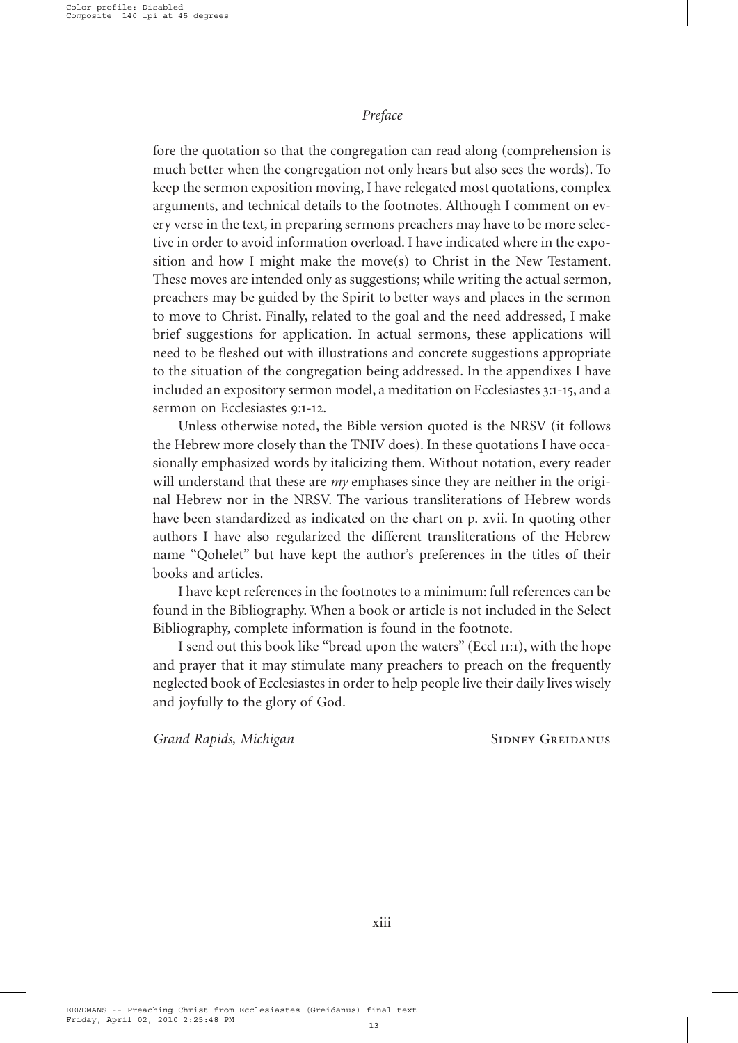fore the quotation so that the congregation can read along (comprehension is much better when the congregation not only hears but also sees the words). To keep the sermon exposition moving, I have relegated most quotations, complex arguments, and technical details to the footnotes. Although I comment on every verse in the text, in preparing sermons preachers may have to be more selective in order to avoid information overload. I have indicated where in the exposition and how I might make the move(s) to Christ in the New Testament. These moves are intended only as suggestions; while writing the actual sermon, preachers may be guided by the Spirit to better ways and places in the sermon to move to Christ. Finally, related to the goal and the need addressed, I make brief suggestions for application. In actual sermons, these applications will need to be fleshed out with illustrations and concrete suggestions appropriate to the situation of the congregation being addressed. In the appendixes I have included an expository sermon model, a meditation on Ecclesiastes 3:1-15, and a sermon on Ecclesiastes 9:1-12.

Unless otherwise noted, the Bible version quoted is the NRSV (it follows the Hebrew more closely than the TNIV does). In these quotations I have occasionally emphasized words by italicizing them. Without notation, every reader will understand that these are *my* emphases since they are neither in the original Hebrew nor in the NRSV. The various transliterations of Hebrew words have been standardized as indicated on the chart on p. xvii. In quoting other authors I have also regularized the different transliterations of the Hebrew name "Qohelet" but have kept the author's preferences in the titles of their books and articles.

I have kept references in the footnotes to a minimum: full references can be found in the Bibliography. When a book or article is not included in the Select Bibliography, complete information is found in the footnote.

I send out this book like "bread upon the waters" (Eccl 11:1), with the hope and prayer that it may stimulate many preachers to preach on the frequently neglected book of Ecclesiastes in order to help people live their daily lives wisely and joyfully to the glory of God.

*Grand Rapids, Michigan* — Sidney Greidanus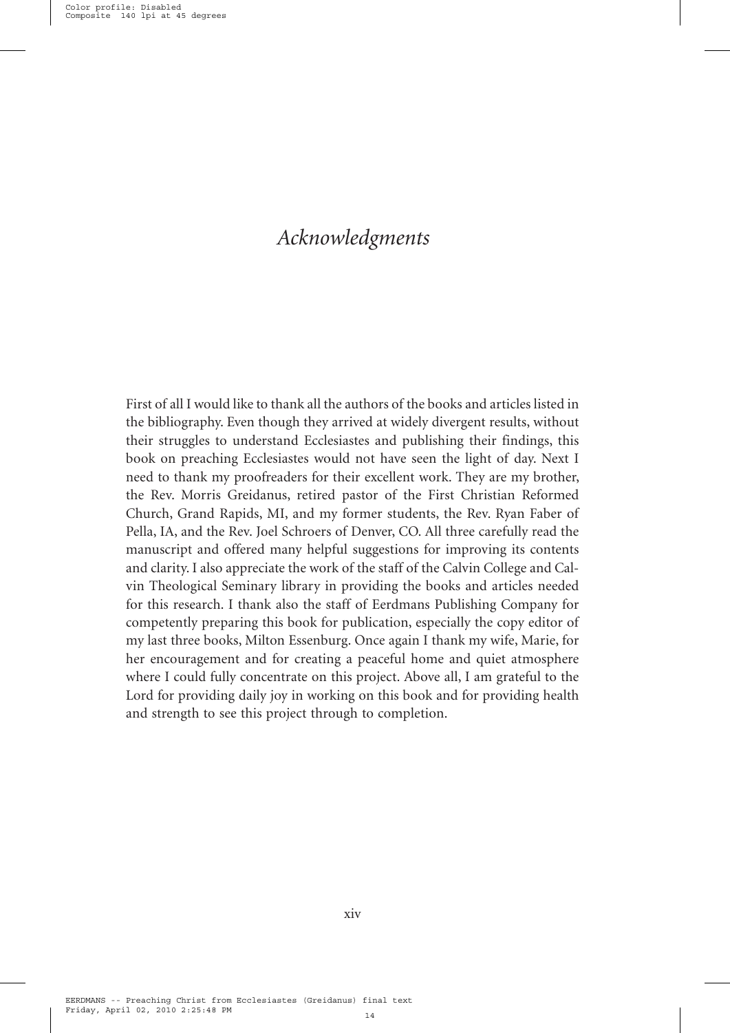# *Acknowledgments*

First of all I would like to thank all the authors of the books and articles listed in the bibliography. Even though they arrived at widely divergent results, without their struggles to understand Ecclesiastes and publishing their findings, this book on preaching Ecclesiastes would not have seen the light of day. Next I need to thank my proofreaders for their excellent work. They are my brother, the Rev. Morris Greidanus, retired pastor of the First Christian Reformed Church, Grand Rapids, MI, and my former students, the Rev. Ryan Faber of Pella, IA, and the Rev. Joel Schroers of Denver, CO. All three carefully read the manuscript and offered many helpful suggestions for improving its contents and clarity. I also appreciate the work of the staff of the Calvin College and Calvin Theological Seminary library in providing the books and articles needed for this research. I thank also the staff of Eerdmans Publishing Company for competently preparing this book for publication, especially the copy editor of my last three books, Milton Essenburg. Once again I thank my wife, Marie, for her encouragement and for creating a peaceful home and quiet atmosphere where I could fully concentrate on this project. Above all, I am grateful to the Lord for providing daily joy in working on this book and for providing health and strength to see this project through to completion.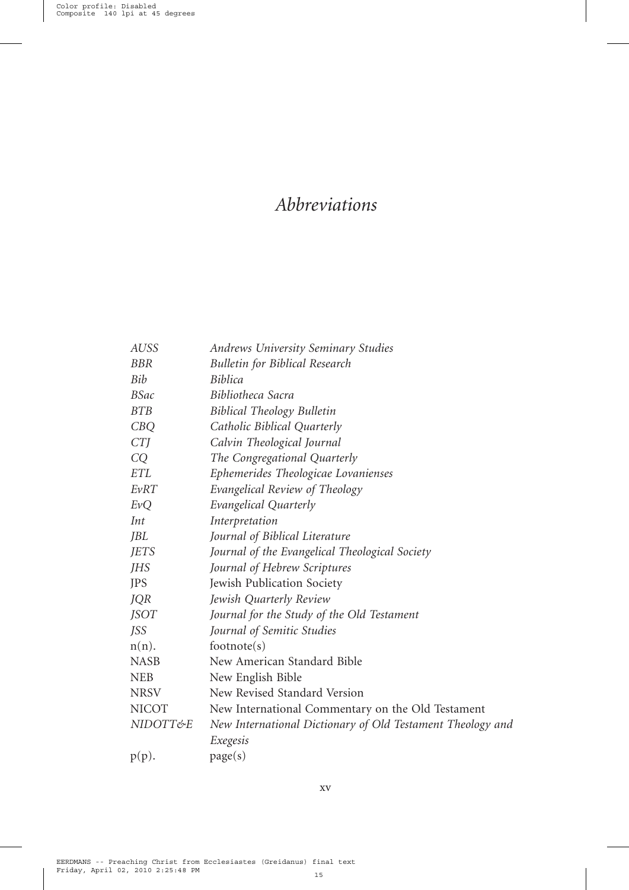# *Abbreviations*

| | |
|---|---|
| *AUSS* | *Andrews University Seminary Studies* |
| *BBR* | *Bulletin for Biblical Research* |
| *Bib* | *Biblica* |
| *BSac* | *Bibliotheca Sacra* |
| *BTB* | *Biblical Theology Bulletin* |
| *CBQ* | *Catholic Biblical Quarterly* |
| *CTJ* | *Calvin Theological Journal* |
| *CQ* | *The Congregational Quarterly* |
| *ETL* | *Ephemerides Theologicae Lovanienses* |
| *EvRT* | *Evangelical Review of Theology* |
| *EvQ* | *Evangelical Quarterly* |
| *Int* | *Interpretation* |
| *JBL* | *Journal of Biblical Literature* |
| *JETS* | *Journal of the Evangelical Theological Society* |
| *JHS* | *Journal of Hebrew Scriptures* |
| JPS | Jewish Publication Society |
| *JQR* | *Jewish Quarterly Review* |
| *JSOT* | *Journal for the Study of the Old Testament* |
| *JSS* | *Journal of Semitic Studies* |
| n(n). | footnote(s) |
| NASB | New American Standard Bible |
| NEB | New English Bible |
| NRSV | New Revised Standard Version |
| NICOT | New International Commentary on the Old Testament |
| *NIDOTT&E* | *New International Dictionary of Old Testament Theology and Exegesis* |
| p(p). | page(s) |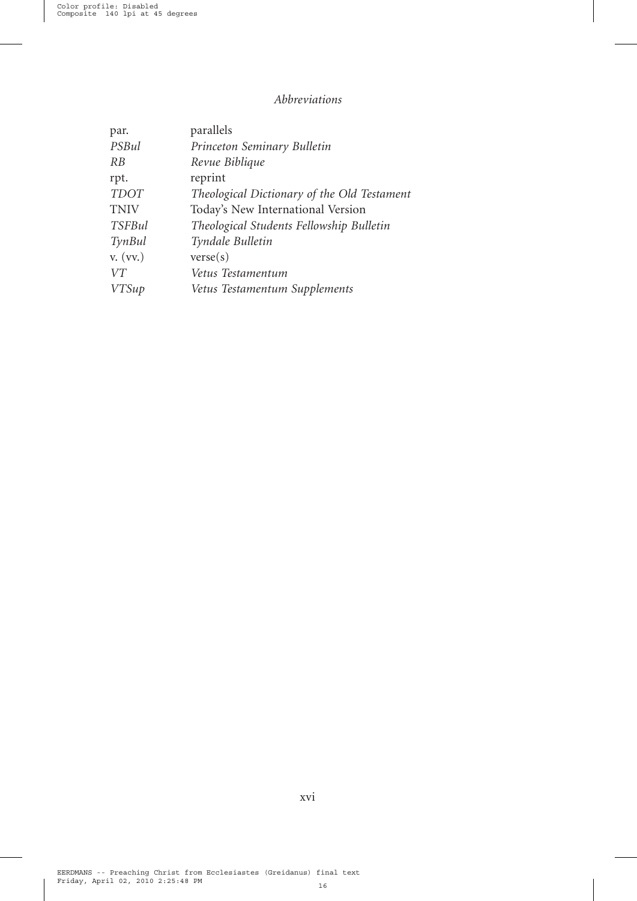| | |
|---|---|
| par. | parallels |
| *PSBul* | *Princeton Seminary Bulletin* |
| *RB* | *Revue Biblique* |
| rpt. | reprint |
| *TDOT* | *Theological Dictionary of the Old Testament* |
| TNIV | Today's New International Version |
| *TSFBul* | *Theological Students Fellowship Bulletin* |
| *TynBul* | *Tyndale Bulletin* |
| v. (vv.) | verse(s) |
| *VT* | *Vetus Testamentum* |
| *VTSup* | *Vetus Testamentum Supplements* |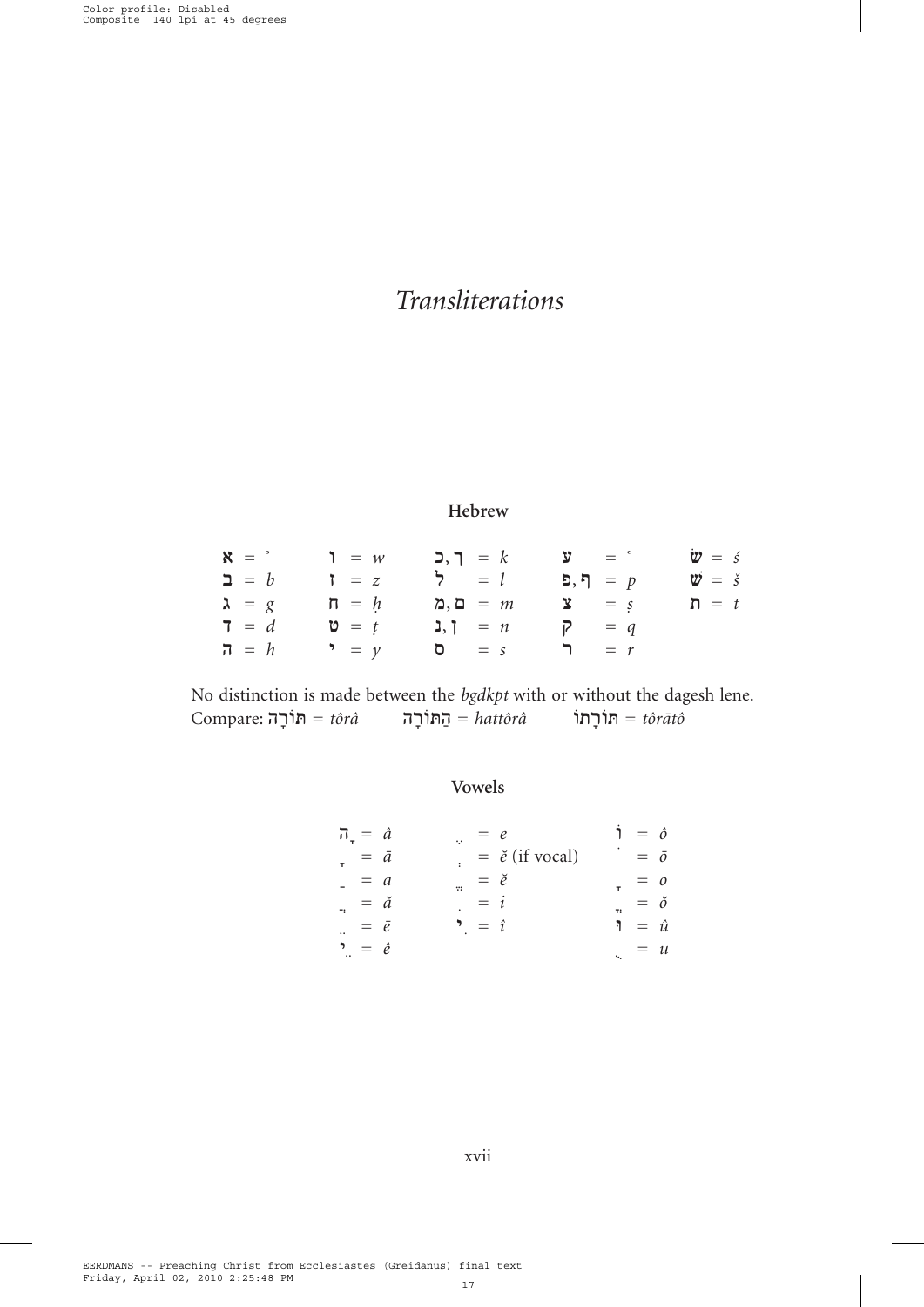# *Transliterations*

## Hebrew

| | | | | |
|---|---|---|---|---|
| א = ʾ | ו = *w* | כ, ך = *k* | ע = ʿ | שׂ = *ś* |
| ב = *b* | ז = *z* | ל = *l* | פ, ף = *p* | שׁ = *š* |
| ג = *g* | ח = *ḥ* | מ, ם = *m* | צ = *ṣ* | ת = *t* |
| ד = *d* | ט = *ṭ* | נ, ן = *n* | ק = *q* | |
| ה = *h* | י = *y* | ס = *s* | ר = *r* | |

No distinction is made between the *bgdkpt* with or without the dagesh lene.
Compare: תּוֹרָה = *tôrâ* הַתּוֹרָה = *hattôrâ* תּוֹרָתוֹ = *tôrātô*

## Vowels

| | | |
|---|---|---|
| ָה = *â* | ֶ = *e* | וֹ = *ô* |
| ָ = *ā* | ְ = *ĕ* (if vocal) | ֹ = *ō* |
| ַ = *a* | ֱ = *ĕ* | ָ = *o* |
| ֲ = *ă* | ִ = *i* | ֳ = *ŏ* |
| ֵ = *ē* | ִי = *î* | וּ = *û* |
| ֵי = *ê* | | ֻ = *u* |